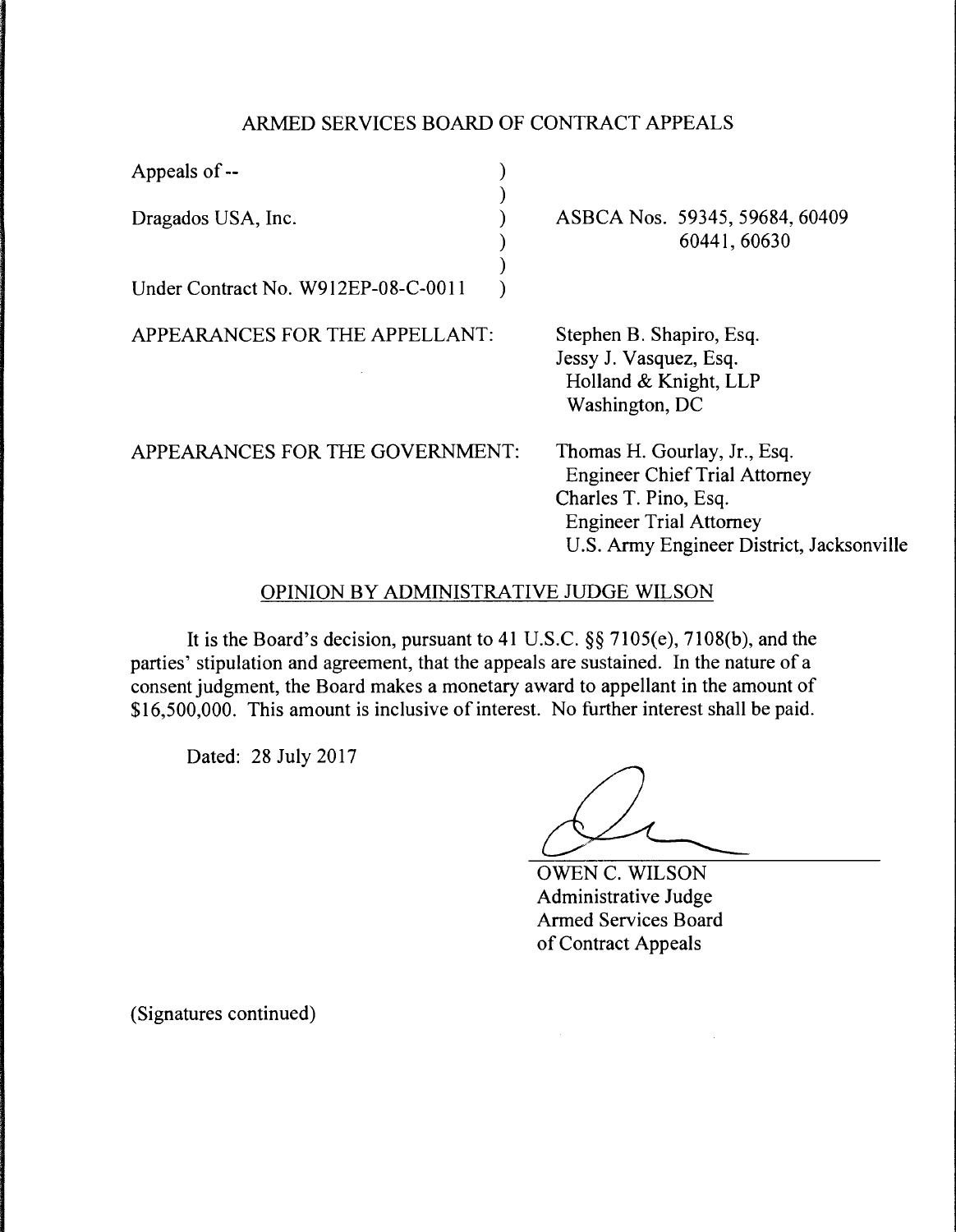ARMED SERVICES BOARD OF CONTRACT APPEALS

| | | |
|---|---|---|
| Appeals of -- | ) | |
| | ) | |
| Dragados USA, Inc. | ) | ASBCA Nos. 59345, 59684, 60409 |
| | ) | 60441, 60630 |
| | ) | |
| Under Contract No. W912EP-08-C-0011 | ) | |

APPEARANCES FOR THE APPELLANT:

Stephen B. Shapiro, Esq.
Jessy J. Vasquez, Esq.
Holland & Knight, LLP
Washington, DC

APPEARANCES FOR THE GOVERNMENT:

Thomas H. Gourlay, Jr., Esq.
Engineer Chief Trial Attorney
Charles T. Pino, Esq.
Engineer Trial Attorney
U.S. Army Engineer District, Jacksonville

OPINION BY ADMINISTRATIVE JUDGE WILSON

It is the Board's decision, pursuant to 41 U.S.C. §§ 7105(e), 7108(b), and the parties' stipulation and agreement, that the appeals are sustained. In the nature of a consent judgment, the Board makes a monetary award to appellant in the amount of $16,500,000. This amount is inclusive of interest. No further interest shall be paid.

Dated: 28 July 2017

OWEN C. WILSON
Administrative Judge
Armed Services Board
of Contract Appeals

(Signatures continued)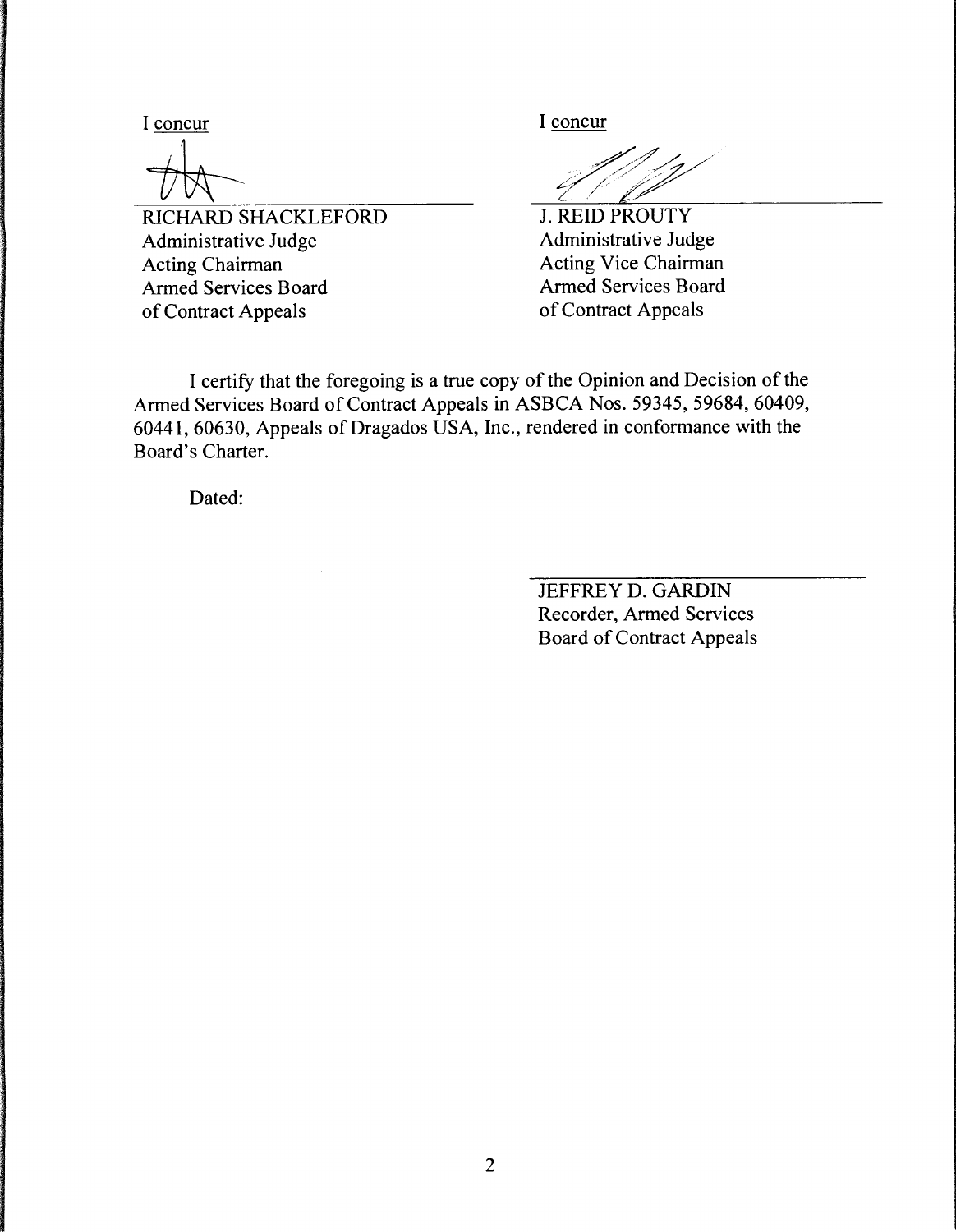I concur

RICHARD SHACKLEFORD
Administrative Judge
Acting Chairman
Armed Services Board
of Contract Appeals

I concur

J. REID PROUTY
Administrative Judge
Acting Vice Chairman
Armed Services Board
of Contract Appeals

I certify that the foregoing is a true copy of the Opinion and Decision of the Armed Services Board of Contract Appeals in ASBCA Nos. 59345, 59684, 60409, 60441, 60630, Appeals of Dragados USA, Inc., rendered in conformance with the Board's Charter.

Dated:

JEFFREY D. GARDIN
Recorder, Armed Services
Board of Contract Appeals